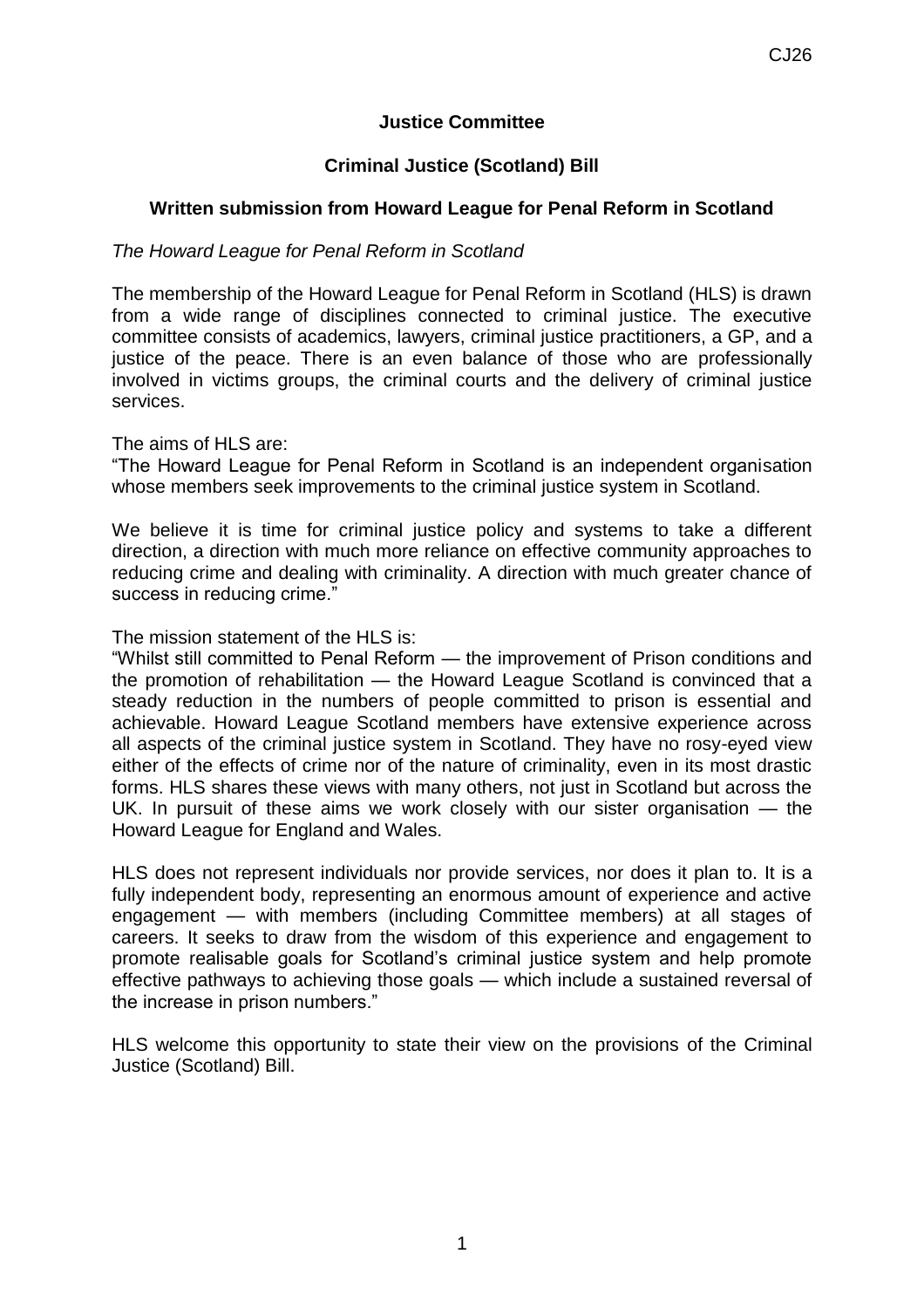**Justice Committee**

**Criminal Justice (Scotland) Bill**

**Written submission from Howard League for Penal Reform in Scotland**

*The Howard League for Penal Reform in Scotland*

The membership of the Howard League for Penal Reform in Scotland (HLS) is drawn from a wide range of disciplines connected to criminal justice. The executive committee consists of academics, lawyers, criminal justice practitioners, a GP, and a justice of the peace. There is an even balance of those who are professionally involved in victims groups, the criminal courts and the delivery of criminal justice services.

The aims of HLS are:
"The Howard League for Penal Reform in Scotland is an independent organisation whose members seek improvements to the criminal justice system in Scotland.

We believe it is time for criminal justice policy and systems to take a different direction, a direction with much more reliance on effective community approaches to reducing crime and dealing with criminality. A direction with much greater chance of success in reducing crime."

The mission statement of the HLS is:
"Whilst still committed to Penal Reform — the improvement of Prison conditions and the promotion of rehabilitation — the Howard League Scotland is convinced that a steady reduction in the numbers of people committed to prison is essential and achievable. Howard League Scotland members have extensive experience across all aspects of the criminal justice system in Scotland. They have no rosy-eyed view either of the effects of crime nor of the nature of criminality, even in its most drastic forms. HLS shares these views with many others, not just in Scotland but across the UK. In pursuit of these aims we work closely with our sister organisation — the Howard League for England and Wales.

HLS does not represent individuals nor provide services, nor does it plan to. It is a fully independent body, representing an enormous amount of experience and active engagement — with members (including Committee members) at all stages of careers. It seeks to draw from the wisdom of this experience and engagement to promote realisable goals for Scotland's criminal justice system and help promote effective pathways to achieving those goals — which include a sustained reversal of the increase in prison numbers."

HLS welcome this opportunity to state their view on the provisions of the Criminal Justice (Scotland) Bill.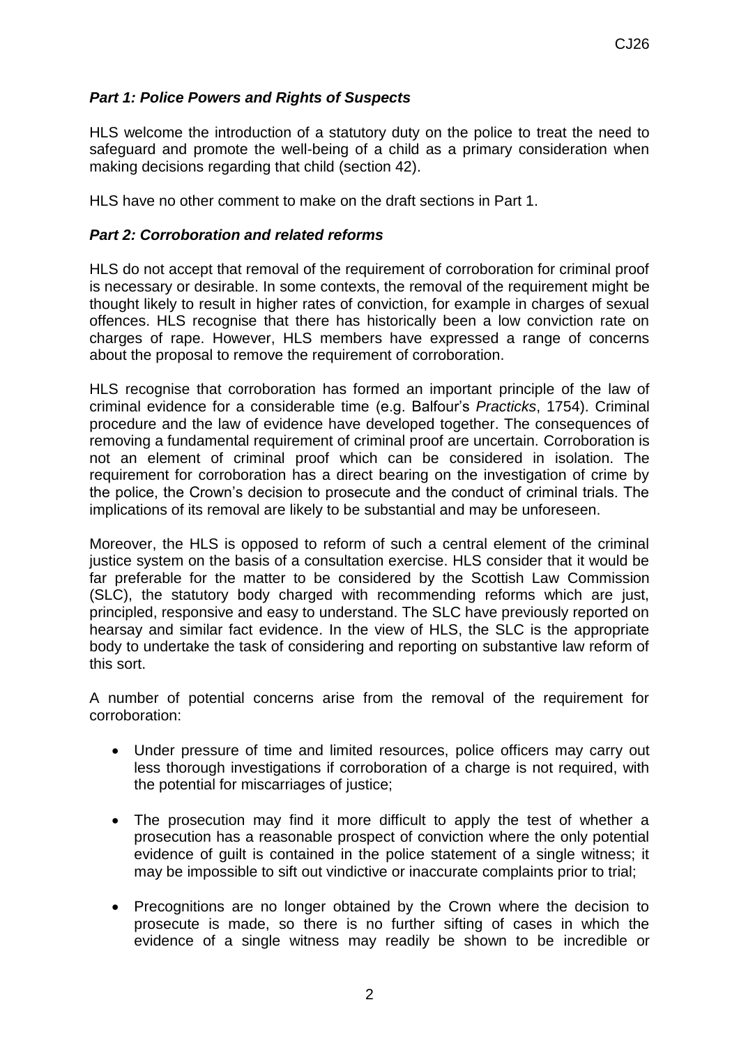### *Part 1: Police Powers and Rights of Suspects*

HLS welcome the introduction of a statutory duty on the police to treat the need to safeguard and promote the well-being of a child as a primary consideration when making decisions regarding that child (section 42).

HLS have no other comment to make on the draft sections in Part 1.

### *Part 2: Corroboration and related reforms*

HLS do not accept that removal of the requirement of corroboration for criminal proof is necessary or desirable. In some contexts, the removal of the requirement might be thought likely to result in higher rates of conviction, for example in charges of sexual offences. HLS recognise that there has historically been a low conviction rate on charges of rape. However, HLS members have expressed a range of concerns about the proposal to remove the requirement of corroboration.

HLS recognise that corroboration has formed an important principle of the law of criminal evidence for a considerable time (e.g. Balfour's *Practicks*, 1754). Criminal procedure and the law of evidence have developed together. The consequences of removing a fundamental requirement of criminal proof are uncertain. Corroboration is not an element of criminal proof which can be considered in isolation. The requirement for corroboration has a direct bearing on the investigation of crime by the police, the Crown's decision to prosecute and the conduct of criminal trials. The implications of its removal are likely to be substantial and may be unforeseen.

Moreover, the HLS is opposed to reform of such a central element of the criminal justice system on the basis of a consultation exercise. HLS consider that it would be far preferable for the matter to be considered by the Scottish Law Commission (SLC), the statutory body charged with recommending reforms which are just, principled, responsive and easy to understand. The SLC have previously reported on hearsay and similar fact evidence. In the view of HLS, the SLC is the appropriate body to undertake the task of considering and reporting on substantive law reform of this sort.

A number of potential concerns arise from the removal of the requirement for corroboration:

- Under pressure of time and limited resources, police officers may carry out less thorough investigations if corroboration of a charge is not required, with the potential for miscarriages of justice;

- The prosecution may find it more difficult to apply the test of whether a prosecution has a reasonable prospect of conviction where the only potential evidence of guilt is contained in the police statement of a single witness; it may be impossible to sift out vindictive or inaccurate complaints prior to trial;

- Precognitions are no longer obtained by the Crown where the decision to prosecute is made, so there is no further sifting of cases in which the evidence of a single witness may readily be shown to be incredible or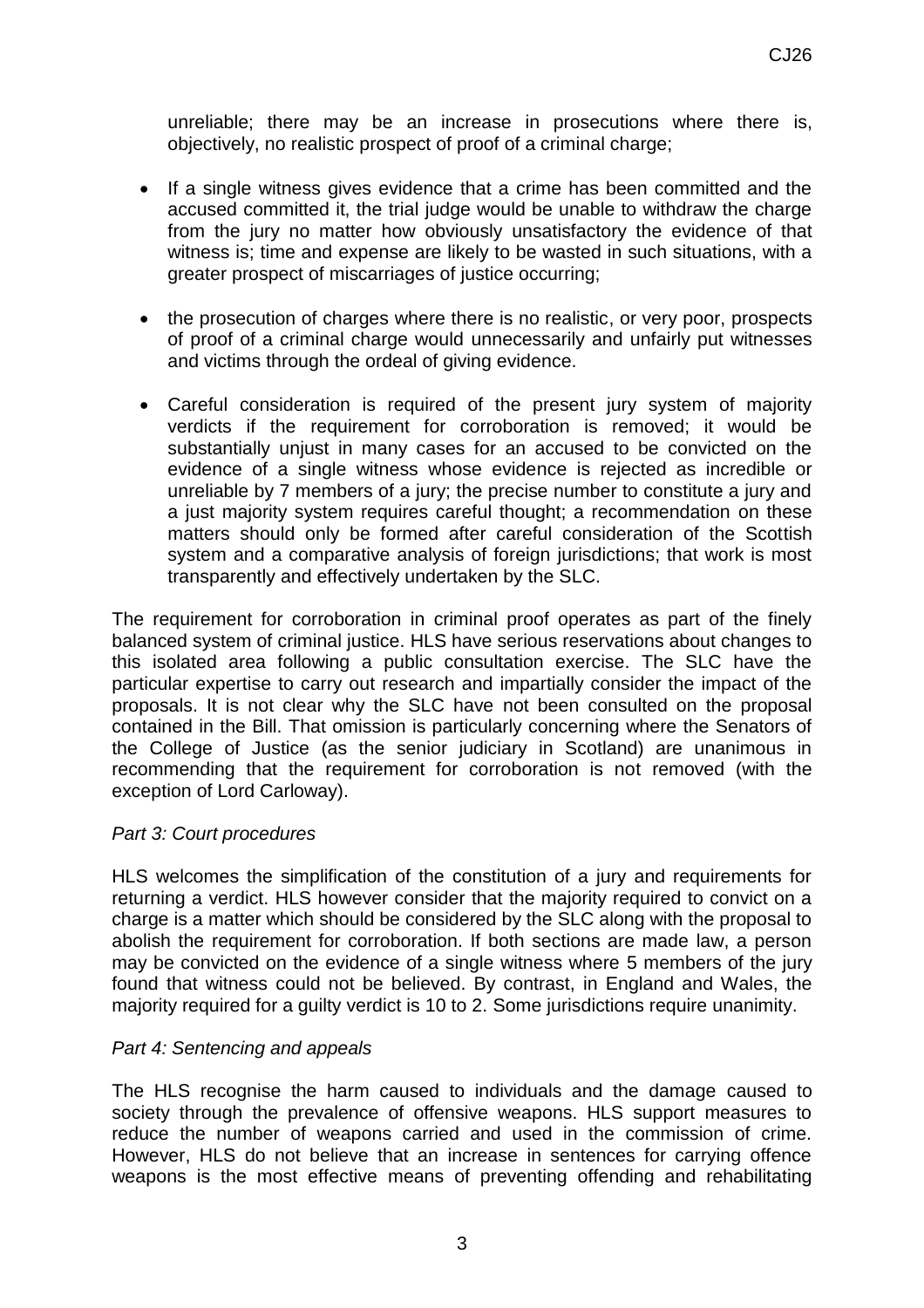unreliable; there may be an increase in prosecutions where there is, objectively, no realistic prospect of proof of a criminal charge;

- If a single witness gives evidence that a crime has been committed and the accused committed it, the trial judge would be unable to withdraw the charge from the jury no matter how obviously unsatisfactory the evidence of that witness is; time and expense are likely to be wasted in such situations, with a greater prospect of miscarriages of justice occurring;

- the prosecution of charges where there is no realistic, or very poor, prospects of proof of a criminal charge would unnecessarily and unfairly put witnesses and victims through the ordeal of giving evidence.

- Careful consideration is required of the present jury system of majority verdicts if the requirement for corroboration is removed; it would be substantially unjust in many cases for an accused to be convicted on the evidence of a single witness whose evidence is rejected as incredible or unreliable by 7 members of a jury; the precise number to constitute a jury and a just majority system requires careful thought; a recommendation on these matters should only be formed after careful consideration of the Scottish system and a comparative analysis of foreign jurisdictions; that work is most transparently and effectively undertaken by the SLC.

The requirement for corroboration in criminal proof operates as part of the finely balanced system of criminal justice. HLS have serious reservations about changes to this isolated area following a public consultation exercise. The SLC have the particular expertise to carry out research and impartially consider the impact of the proposals. It is not clear why the SLC have not been consulted on the proposal contained in the Bill. That omission is particularly concerning where the Senators of the College of Justice (as the senior judiciary in Scotland) are unanimous in recommending that the requirement for corroboration is not removed (with the exception of Lord Carloway).

*Part 3: Court procedures*

HLS welcomes the simplification of the constitution of a jury and requirements for returning a verdict. HLS however consider that the majority required to convict on a charge is a matter which should be considered by the SLC along with the proposal to abolish the requirement for corroboration. If both sections are made law, a person may be convicted on the evidence of a single witness where 5 members of the jury found that witness could not be believed. By contrast, in England and Wales, the majority required for a guilty verdict is 10 to 2. Some jurisdictions require unanimity.

*Part 4: Sentencing and appeals*

The HLS recognise the harm caused to individuals and the damage caused to society through the prevalence of offensive weapons. HLS support measures to reduce the number of weapons carried and used in the commission of crime. However, HLS do not believe that an increase in sentences for carrying offence weapons is the most effective means of preventing offending and rehabilitating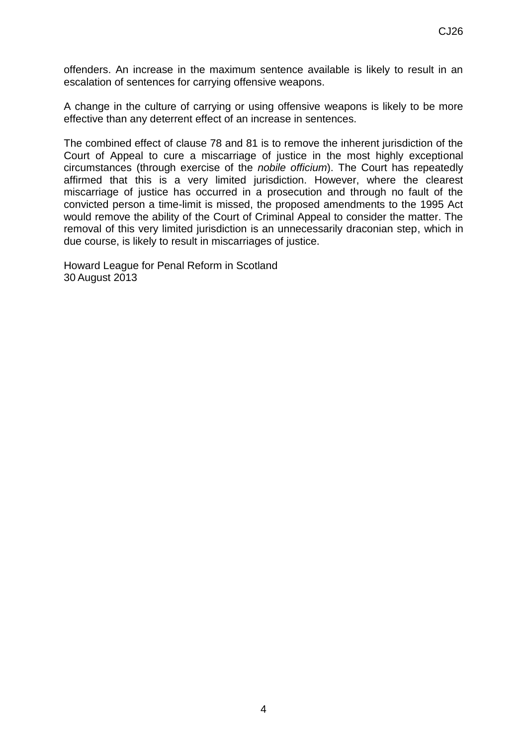offenders. An increase in the maximum sentence available is likely to result in an escalation of sentences for carrying offensive weapons.

A change in the culture of carrying or using offensive weapons is likely to be more effective than any deterrent effect of an increase in sentences.

The combined effect of clause 78 and 81 is to remove the inherent jurisdiction of the Court of Appeal to cure a miscarriage of justice in the most highly exceptional circumstances (through exercise of the *nobile officium*). The Court has repeatedly affirmed that this is a very limited jurisdiction. However, where the clearest miscarriage of justice has occurred in a prosecution and through no fault of the convicted person a time-limit is missed, the proposed amendments to the 1995 Act would remove the ability of the Court of Criminal Appeal to consider the matter. The removal of this very limited jurisdiction is an unnecessarily draconian step, which in due course, is likely to result in miscarriages of justice.

Howard League for Penal Reform in Scotland
30 August 2013